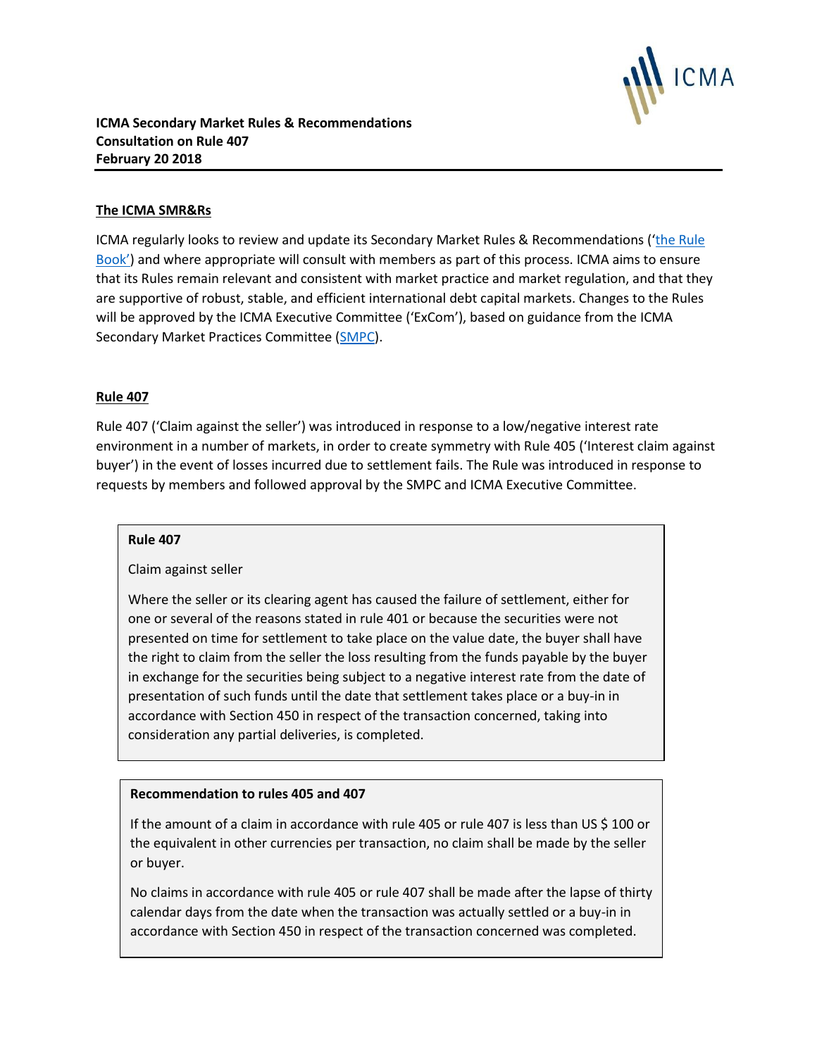**ICMA Secondary Market Rules & Recommendations**
**Consultation on Rule 407**
**February 20 2018**

## The ICMA SMR&Rs

ICMA regularly looks to review and update its Secondary Market Rules & Recommendations ('the Rule Book') and where appropriate will consult with members as part of this process. ICMA aims to ensure that its Rules remain relevant and consistent with market practice and market regulation, and that they are supportive of robust, stable, and efficient international debt capital markets. Changes to the Rules will be approved by the ICMA Executive Committee ('ExCom'), based on guidance from the ICMA Secondary Market Practices Committee (SMPC).

## Rule 407

Rule 407 ('Claim against the seller') was introduced in response to a low/negative interest rate environment in a number of markets, in order to create symmetry with Rule 405 ('Interest claim against buyer') in the event of losses incurred due to settlement fails. The Rule was introduced in response to requests by members and followed approval by the SMPC and ICMA Executive Committee.

> **Rule 407**
>
> Claim against seller
>
> Where the seller or its clearing agent has caused the failure of settlement, either for one or several of the reasons stated in rule 401 or because the securities were not presented on time for settlement to take place on the value date, the buyer shall have the right to claim from the seller the loss resulting from the funds payable by the buyer in exchange for the securities being subject to a negative interest rate from the date of presentation of such funds until the date that settlement takes place or a buy-in in accordance with Section 450 in respect of the transaction concerned, taking into consideration any partial deliveries, is completed.

> **Recommendation to rules 405 and 407**
>
> If the amount of a claim in accordance with rule 405 or rule 407 is less than US $ 100 or the equivalent in other currencies per transaction, no claim shall be made by the seller or buyer.
>
> No claims in accordance with rule 405 or rule 407 shall be made after the lapse of thirty calendar days from the date when the transaction was actually settled or a buy-in in accordance with Section 450 in respect of the transaction concerned was completed.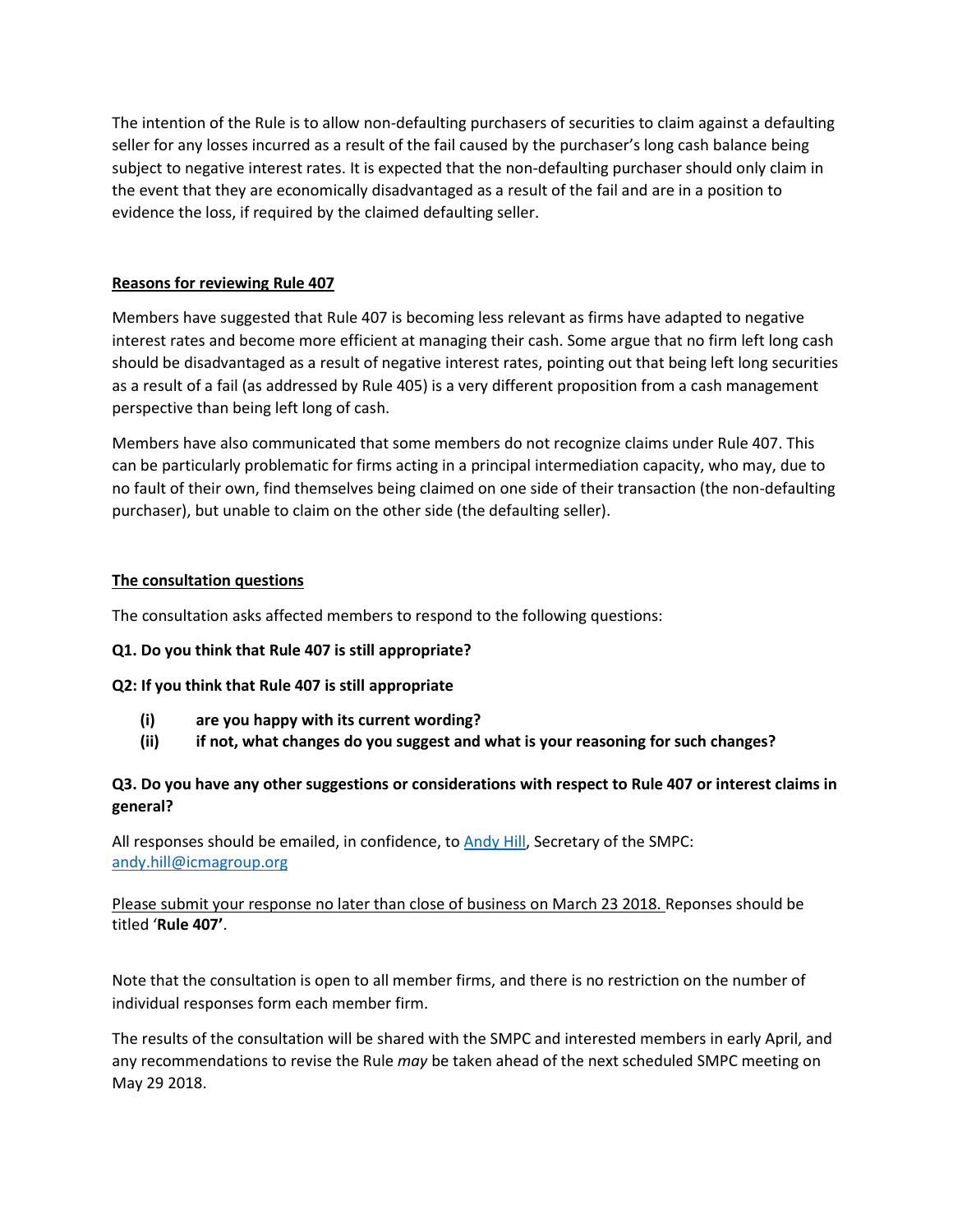The intention of the Rule is to allow non-defaulting purchasers of securities to claim against a defaulting seller for any losses incurred as a result of the fail caused by the purchaser's long cash balance being subject to negative interest rates. It is expected that the non-defaulting purchaser should only claim in the event that they are economically disadvantaged as a result of the fail and are in a position to evidence the loss, if required by the claimed defaulting seller.

## Reasons for reviewing Rule 407

Members have suggested that Rule 407 is becoming less relevant as firms have adapted to negative interest rates and become more efficient at managing their cash. Some argue that no firm left long cash should be disadvantaged as a result of negative interest rates, pointing out that being left long securities as a result of a fail (as addressed by Rule 405) is a very different proposition from a cash management perspective than being left long of cash.

Members have also communicated that some members do not recognize claims under Rule 407. This can be particularly problematic for firms acting in a principal intermediation capacity, who may, due to no fault of their own, find themselves being claimed on one side of their transaction (the non-defaulting purchaser), but unable to claim on the other side (the defaulting seller).

## The consultation questions

The consultation asks affected members to respond to the following questions:

**Q1. Do you think that Rule 407 is still appropriate?**

**Q2: If you think that Rule 407 is still appropriate**

- **(i) are you happy with its current wording?**
- **(ii) if not, what changes do you suggest and what is your reasoning for such changes?**

**Q3. Do you have any other suggestions or considerations with respect to Rule 407 or interest claims in general?**

All responses should be emailed, in confidence, to [Andy Hill](mailto:andy.hill@icmagroup.org), Secretary of the SMPC: [andy.hill@icmagroup.org](mailto:andy.hill@icmagroup.org)

Please submit your response no later than close of business on March 23 2018. Reponses should be titled '**Rule 407'**.

Note that the consultation is open to all member firms, and there is no restriction on the number of individual responses form each member firm.

The results of the consultation will be shared with the SMPC and interested members in early April, and any recommendations to revise the Rule *may* be taken ahead of the next scheduled SMPC meeting on May 29 2018.